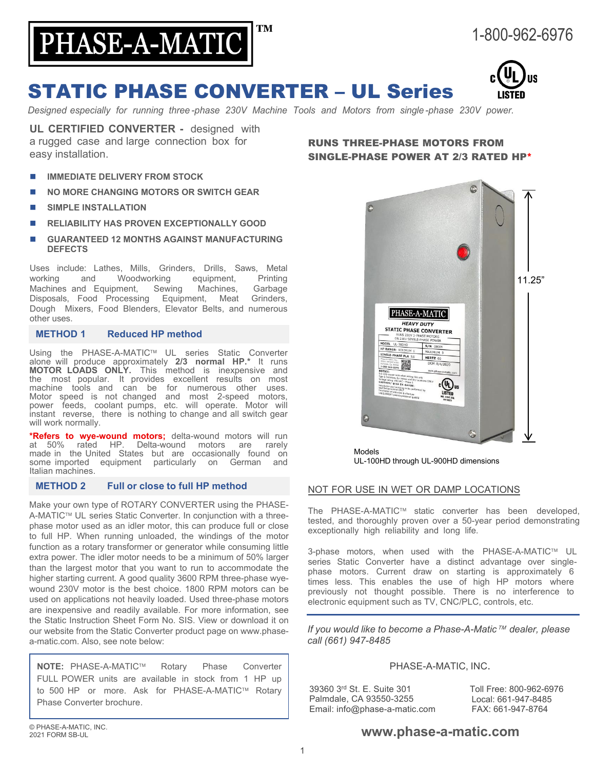# PHASE-A-MATIC™

1-800-962-6976

# STATIC PHASE CONVERTER – UL Series

c UL us LISTED

*Designed especially for running three-phase 230V Machine Tools and Motors from single-phase 230V power.*

**UL CERTIFIED CONVERTER -** designed with a rugged case and large connection box for easy installation.

- **IMMEDIATE DELIVERY FROM STOCK**
- **NO MORE CHANGING MOTORS OR SWITCH GEAR**
- **SIMPLE INSTALLATION**
- **RELIABILITY HAS PROVEN EXCEPTIONALLY GOOD**
- **GUARANTEED 12 MONTHS AGAINST MANUFACTURING DEFECTS**

Uses include: Lathes, Mills, Grinders, Drills, Saws, Metal working and Woodworking equipment, Printing Machines and Equipment, Sewing Machines, Garbage Disposals, Food Processing Equipment, Meat Grinders, Dough Mixers, Food Blenders, Elevator Belts, and numerous other uses.

### METHOD 1 Reduced HP method

Using the PHASE-A-MATIC™ UL series Static Converter alone will produce approximately **2/3 normal HP.*** It runs **MOTOR LOADS ONLY.** This method is inexpensive and the most popular. It provides excellent results on most machine tools and can be for numerous other uses. Motor speed is not changed and most 2-speed motors, power feeds, coolant pumps, etc. will operate. Motor will instant reverse, there is nothing to change and all switch gear will work normally.

***Refers to wye-wound motors;** delta-wound motors will run at 50% rated HP. Delta-wound motors are rarely made in the United States but are occasionally found on some imported equipment particularly on German and Italian machines.

### METHOD 2 Full or close to full HP method

Make your own type of ROTARY CONVERTER using the PHASE-A-MATIC™ UL series Static Converter. In conjunction with a three-phase motor used as an idler motor, this can produce full or close to full HP. When running unloaded, the windings of the motor function as a rotary transformer or generator while consuming little extra power. The idler motor needs to be a minimum of 50% larger than the largest motor that you want to run to accommodate the higher starting current. A good quality 3600 RPM three-phase wye-wound 230V motor is the best choice. 1800 RPM motors can be used on applications not heavily loaded. Used three-phase motors are inexpensive and readily available. For more information, see the Static Instruction Sheet Form No. SIS. View or download it on our website from the Static Converter product page on www.phase-a-matic.com. Also, see note below:

> **NOTE:** PHASE-A-MATIC™ Rotary Phase Converter FULL POWER units are available in stock from 1 HP up to 500 HP or more. Ask for PHASE-A-MATIC™ Rotary Phase Converter brochure.

**RUNS THREE-PHASE MOTORS FROM SINGLE-PHASE POWER AT 2/3 RATED HP***

11.25"

Models
UL-100HD through UL-900HD dimensions

NOT FOR USE IN WET OR DAMP LOCATIONS

The PHASE-A-MATIC™ static converter has been developed, tested, and thoroughly proven over a 50-year period demonstrating exceptionally high reliability and long life.

3-phase motors, when used with the PHASE-A-MATIC™ UL series Static Converter have a distinct advantage over single-phase motors. Current draw on starting is approximately 6 times less. This enables the use of high HP motors where previously not thought possible. There is no interference to electronic equipment such as TV, CNC/PLC, controls, etc.

*If you would like to become a Phase-A-Matic™ dealer, please call (661) 947-8485*

PHASE-A-MATIC, INC.

39360 3rd St. E. Suite 301
Palmdale, CA 93550-3255
Email: info@phase-a-matic.com

Toll Free: 800-962-6976
Local: 661-947-8485
FAX: 661-947-8764

**www.phase-a-matic.com**

© PHASE-A-MATIC, INC.
2021 FORM SB-UL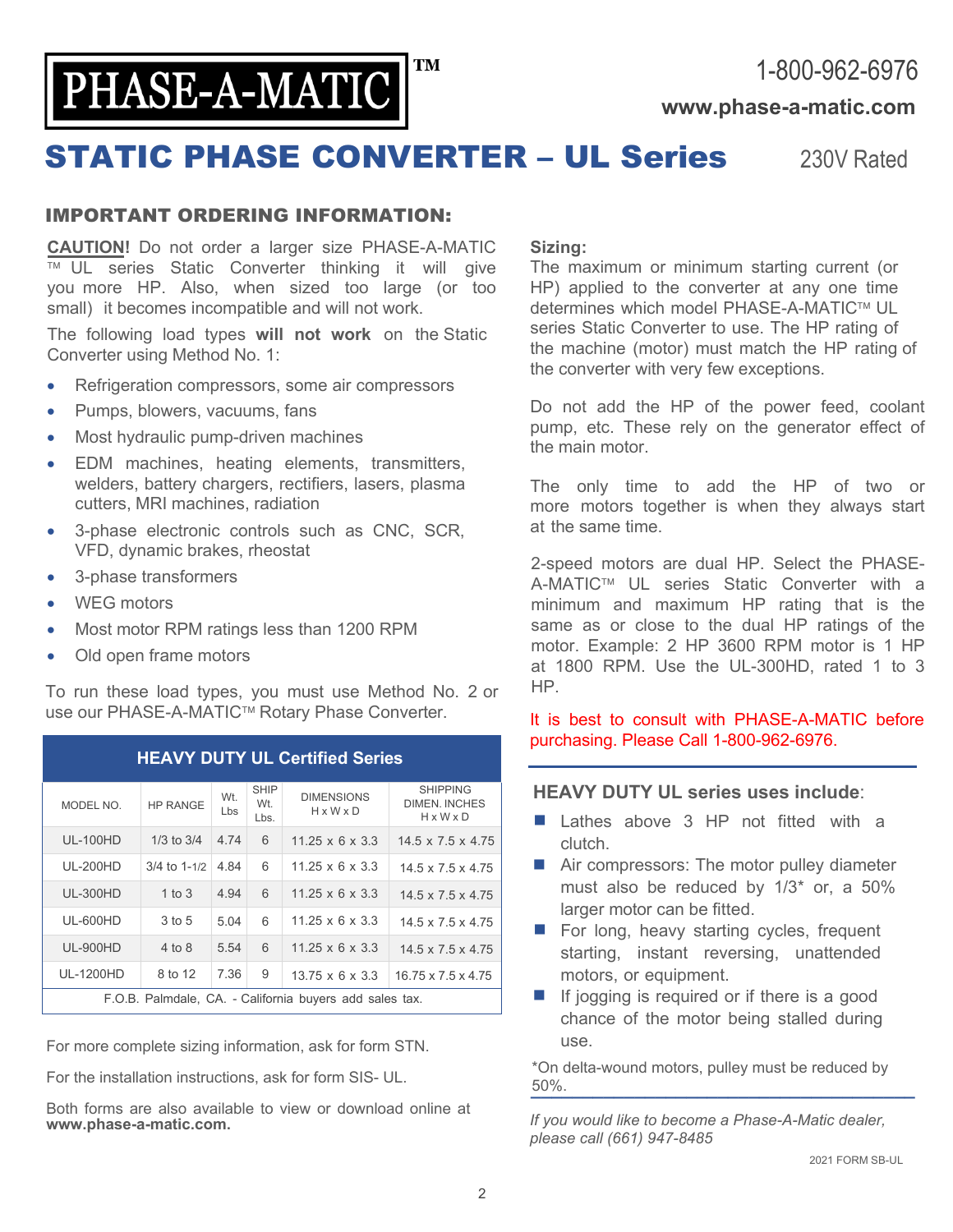# PHASE-A-MATIC™

1-800-962-6976

**www.phase-a-matic.com**

## STATIC PHASE CONVERTER – UL Series

230V Rated

### IMPORTANT ORDERING INFORMATION:

**CAUTION!** Do not order a larger size PHASE-A-MATIC ™ UL series Static Converter thinking it will give you more HP. Also, when sized too large (or too small) it becomes incompatible and will not work.

The following load types **will not work** on the Static Converter using Method No. 1:

- Refrigeration compressors, some air compressors
- Pumps, blowers, vacuums, fans
- Most hydraulic pump-driven machines
- EDM machines, heating elements, transmitters, welders, battery chargers, rectifiers, lasers, plasma cutters, MRI machines, radiation
- 3-phase electronic controls such as CNC, SCR, VFD, dynamic brakes, rheostat
- 3-phase transformers
- WEG motors
- Most motor RPM ratings less than 1200 RPM
- Old open frame motors

To run these load types, you must use Method No. 2 or use our PHASE-A-MATIC™ Rotary Phase Converter.

**HEAVY DUTY UL Certified Series**

| MODEL NO. | HP RANGE | Wt. Lbs | SHIP Wt. Lbs. | DIMENSIONS H x W x D | SHIPPING DIMEN. INCHES H x W x D |
|---|---|---|---|---|---|
| UL-100HD | 1/3 to 3/4 | 4.74 | 6 | 11.25 x 6 x 3.3 | 14.5 x 7.5 x 4.75 |
| UL-200HD | 3/4 to 1-1/2 | 4.84 | 6 | 11.25 x 6 x 3.3 | 14.5 x 7.5 x 4.75 |
| UL-300HD | 1 to 3 | 4.94 | 6 | 11.25 x 6 x 3.3 | 14.5 x 7.5 x 4.75 |
| UL-600HD | 3 to 5 | 5.04 | 6 | 11.25 x 6 x 3.3 | 14.5 x 7.5 x 4.75 |
| UL-900HD | 4 to 8 | 5.54 | 6 | 11.25 x 6 x 3.3 | 14.5 x 7.5 x 4.75 |
| UL-1200HD | 8 to 12 | 7.36 | 9 | 13.75 x 6 x 3.3 | 16.75 x 7.5 x 4.75 |

F.O.B. Palmdale, CA. - California buyers add sales tax.

For more complete sizing information, ask for form STN.

For the installation instructions, ask for form SIS- UL.

Both forms are also available to view or download online at **www.phase-a-matic.com.**

**Sizing:**

The maximum or minimum starting current (or HP) applied to the converter at any one time determines which model PHASE-A-MATIC™ UL series Static Converter to use. The HP rating of the machine (motor) must match the HP rating of the converter with very few exceptions.

Do not add the HP of the power feed, coolant pump, etc. These rely on the generator effect of the main motor.

The only time to add the HP of two or more motors together is when they always start at the same time.

2-speed motors are dual HP. Select the PHASE-A-MATIC™ UL series Static Converter with a minimum and maximum HP rating that is the same as or close to the dual HP ratings of the motor. Example: 2 HP 3600 RPM motor is 1 HP at 1800 RPM. Use the UL-300HD, rated 1 to 3 HP.

It is best to consult with PHASE-A-MATIC before purchasing. Please Call 1-800-962-6976.

### HEAVY DUTY UL series uses include:

- Lathes above 3 HP not fitted with a clutch.
- Air compressors: The motor pulley diameter must also be reduced by 1/3* or, a 50% larger motor can be fitted.
- For long, heavy starting cycles, frequent starting, instant reversing, unattended motors, or equipment.
- If jogging is required or if there is a good chance of the motor being stalled during use.

*On delta-wound motors, pulley must be reduced by 50%.

*If you would like to become a Phase-A-Matic dealer, please call (661) 947-8485*

2021 FORM SB-UL